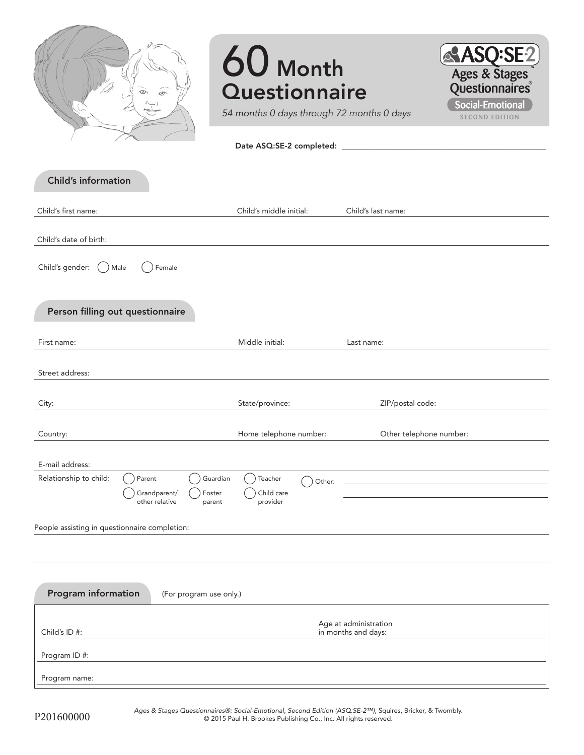# 60 Month Questionnaire

*54 months 0 days through 72 months 0 days*

ASQ:SE-2 Ages & Stages Questionnaires® Social-Emotional SECOND EDITION

Date ASQ:SE-2 completed: ______________________________

## Child's information

Child's first name: ______________ Child's middle initial: ______ Child's last name: ______________

Child's date of birth: ______________

Child's gender: ◯ Male ◯ Female

## Person filling out questionnaire

First name: ______________ Middle initial: ______ Last name: ______________

Street address: ______________

City: ______________ State/province: ______________ ZIP/postal code: ______________

Country: ______________ Home telephone number: ______________ Other telephone number: ______________

E-mail address: ______________

Relationship to child: ◯ Parent ◯ Guardian ◯ Teacher ◯ Other: ______________
◯ Grandparent/other relative ◯ Foster parent ◯ Child care provider

People assisting in questionnaire completion: ______________

## Program information

(For program use only.)

Child's ID #: ______________ Age at administration in months and days: ______________

Program ID #: ______________

Program name: ______________

P201600000

*Ages & Stages Questionnaires®: Social-Emotional, Second Edition (ASQ:SE-2™),* Squires, Bricker, & Twombly.
© 2015 Paul H. Brookes Publishing Co., Inc. All rights reserved.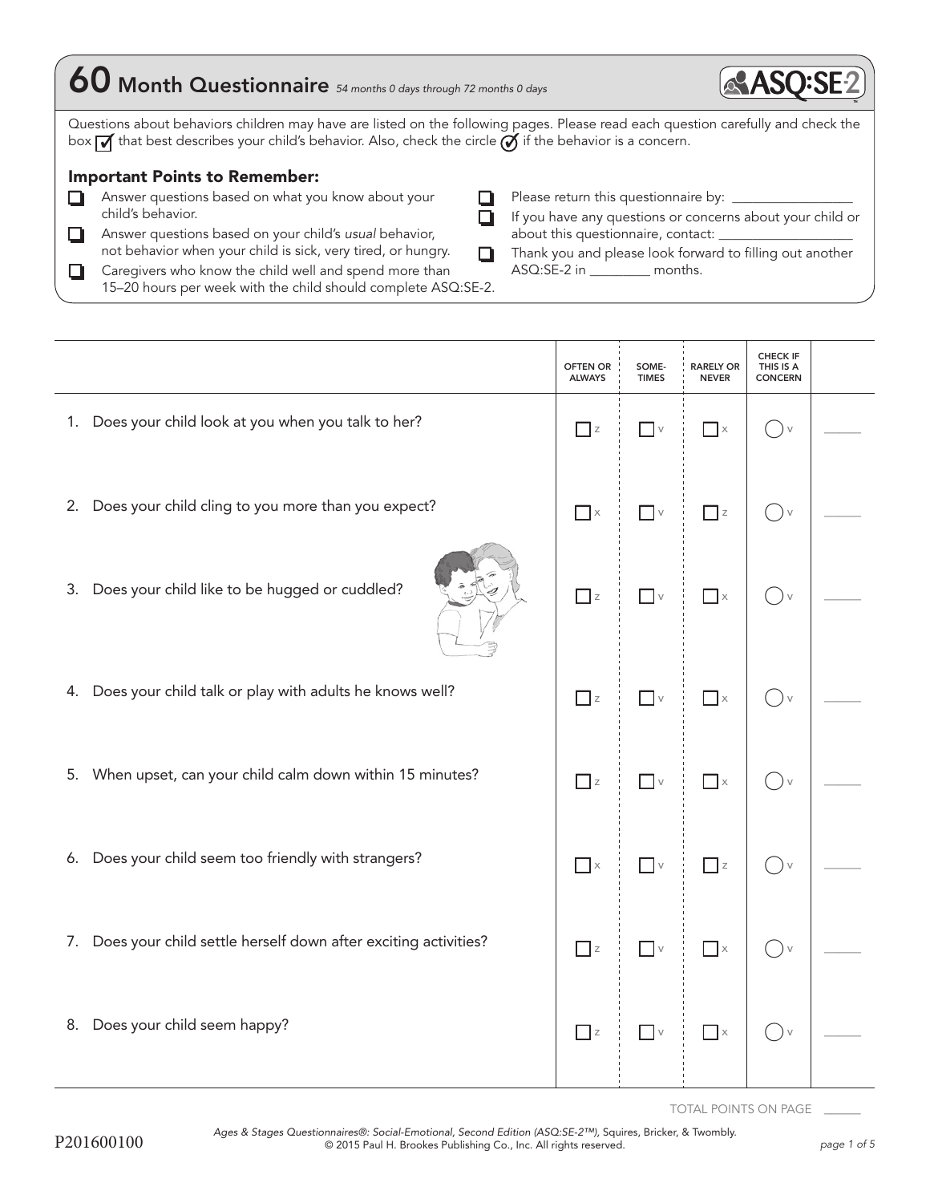# 60 Month Questionnaire *54 months 0 days through 72 months 0 days*

ASQ:SE-2

Questions about behaviors children may have are listed on the following pages. Please read each question carefully and check the box ☑ that best describes your child's behavior. Also, check the circle if the behavior is a concern.

## Important Points to Remember:

- ☐ Answer questions based on what you know about your child's behavior.
- ☐ Answer questions based on your child's *usual* behavior, not behavior when your child is sick, very tired, or hungry.
- ☐ Caregivers who know the child well and spend more than 15–20 hours per week with the child should complete ASQ:SE-2.
- ☐ Please return this questionnaire by: __________________
- ☐ If you have any questions or concerns about your child or about this questionnaire, contact: ____________________
- ☐ Thank you and please look forward to filling out another ASQ:SE-2 in _________ months.

| | OFTEN OR ALWAYS | SOME-TIMES | RARELY OR NEVER | CHECK IF THIS IS A CONCERN | |
|---|---|---|---|---|---|
| 1. Does your child look at you when you talk to her? | ☐ z | ☐ v | ☐ x | ◯ v | ____ |
| 2. Does your child cling to you more than you expect? | ☐ x | ☐ v | ☐ z | ◯ v | ____ |
| 3. Does your child like to be hugged or cuddled? | ☐ z | ☐ v | ☐ x | ◯ v | ____ |
| 4. Does your child talk or play with adults he knows well? | ☐ z | ☐ v | ☐ x | ◯ v | ____ |
| 5. When upset, can your child calm down within 15 minutes? | ☐ z | ☐ v | ☐ x | ◯ v | ____ |
| 6. Does your child seem too friendly with strangers? | ☐ x | ☐ v | ☐ z | ◯ v | ____ |
| 7. Does your child settle herself down after exciting activities? | ☐ z | ☐ v | ☐ x | ◯ v | ____ |
| 8. Does your child seem happy? | ☐ z | ☐ v | ☐ x | ◯ v | ____ |

TOTAL POINTS ON PAGE ______

P201600100

*Ages & Stages Questionnaires®: Social-Emotional, Second Edition (ASQ:SE-2™)*, Squires, Bricker, & Twombly. © 2015 Paul H. Brookes Publishing Co., Inc. All rights reserved.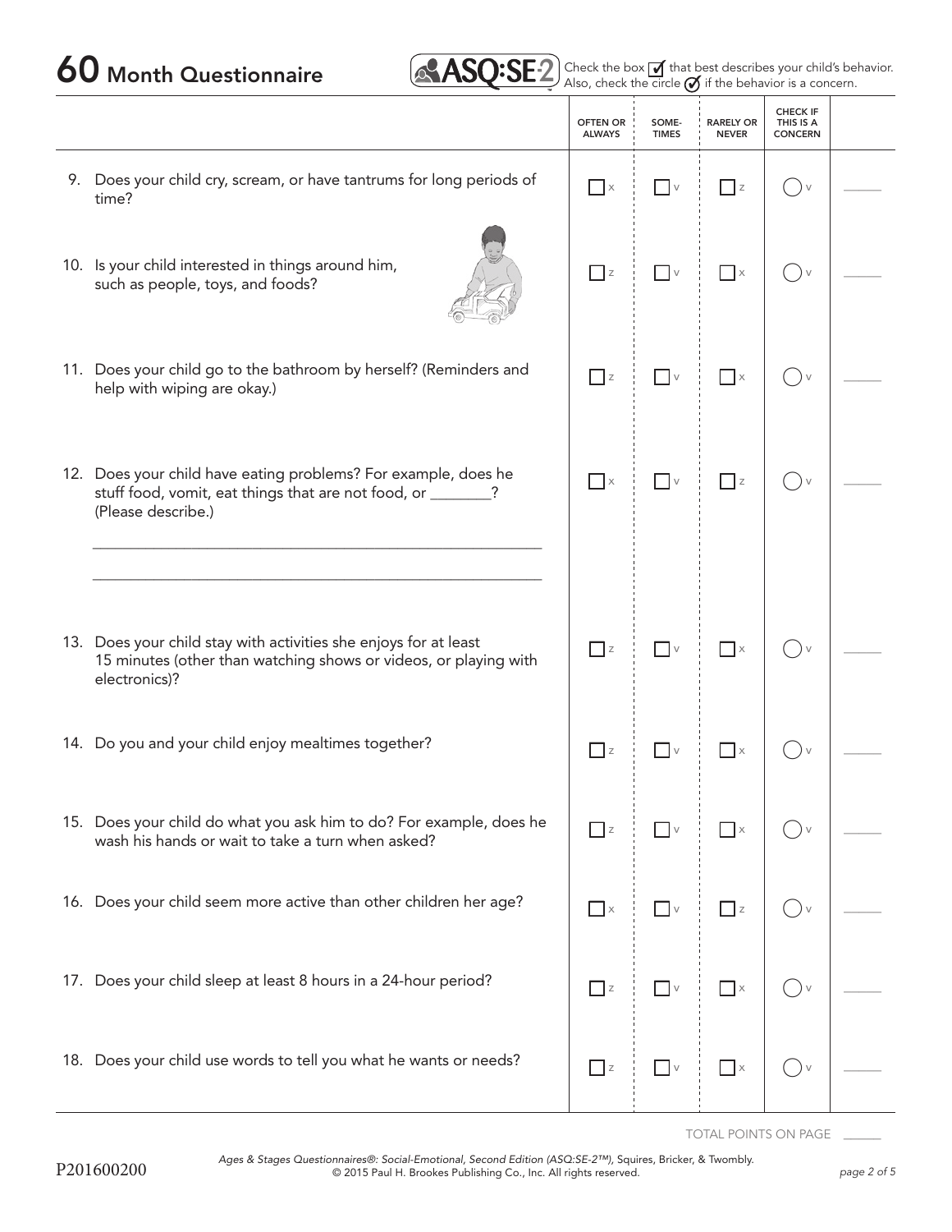# 60 Month Questionnaire

ASQ:SE-2

Check the box ☐ that best describes your child's behavior. Also, check the circle ◯ if the behavior is a concern.

| | OFTEN OR ALWAYS | SOME-TIMES | RARELY OR NEVER | CHECK IF THIS IS A CONCERN | |
|---|---|---|---|---|---|
| 9. Does your child cry, scream, or have tantrums for long periods of time? | ☐ x | ☐ v | ☐ z | ◯ v | ____ |
| 10. Is your child interested in things around him, such as people, toys, and foods? | ☐ z | ☐ v | ☐ x | ◯ v | ____ |
| 11. Does your child go to the bathroom by herself? (Reminders and help with wiping are okay.) | ☐ z | ☐ v | ☐ x | ◯ v | ____ |
| 12. Does your child have eating problems? For example, does he stuff food, vomit, eat things that are not food, or ________? (Please describe.) ____________________ ____________________ | ☐ x | ☐ v | ☐ z | ◯ v | ____ |
| 13. Does your child stay with activities she enjoys for at least 15 minutes (other than watching shows or videos, or playing with electronics)? | ☐ z | ☐ v | ☐ x | ◯ v | ____ |
| 14. Do you and your child enjoy mealtimes together? | ☐ z | ☐ v | ☐ x | ◯ v | ____ |
| 15. Does your child do what you ask him to do? For example, does he wash his hands or wait to take a turn when asked? | ☐ z | ☐ v | ☐ x | ◯ v | ____ |
| 16. Does your child seem more active than other children her age? | ☐ x | ☐ v | ☐ z | ◯ v | ____ |
| 17. Does your child sleep at least 8 hours in a 24-hour period? | ☐ z | ☐ v | ☐ x | ◯ v | ____ |
| 18. Does your child use words to tell you what he wants or needs? | ☐ z | ☐ v | ☐ x | ◯ v | ____ |

TOTAL POINTS ON PAGE ______

P201600200

*Ages & Stages Questionnaires®: Social-Emotional, Second Edition (ASQ:SE-2™),* Squires, Bricker, & Twombly. © 2015 Paul H. Brookes Publishing Co., Inc. All rights reserved.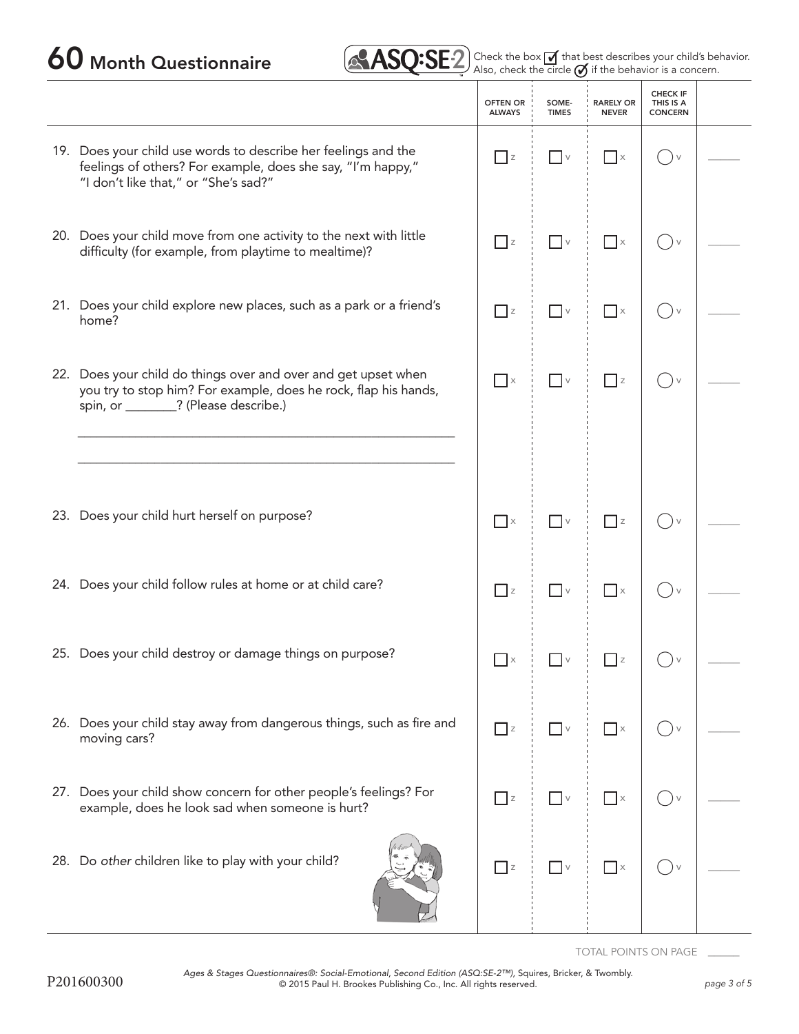# 60 Month Questionnaire

ASQ:SE-2

Check the box ☑ that best describes your child's behavior. Also, check the circle ✓ if the behavior is a concern.

| | OFTEN OR ALWAYS | SOME-TIMES | RARELY OR NEVER | CHECK IF THIS IS A CONCERN | |
|---|---|---|---|---|---|
| 19. Does your child use words to describe her feelings and the feelings of others? For example, does she say, "I'm happy," "I don't like that," or "She's sad?" | ☐ z | ☐ v | ☐ x | ◯ v | ____ |
| 20. Does your child move from one activity to the next with little difficulty (for example, from playtime to mealtime)? | ☐ z | ☐ v | ☐ x | ◯ v | ____ |
| 21. Does your child explore new places, such as a park or a friend's home? | ☐ z | ☐ v | ☐ x | ◯ v | ____ |
| 22. Does your child do things over and over and get upset when you try to stop him? For example, does he rock, flap his hands, spin, or ________? (Please describe.) ______________________ ______________________ | ☐ x | ☐ v | ☐ z | ◯ v | ____ |
| 23. Does your child hurt herself on purpose? | ☐ x | ☐ v | ☐ z | ◯ v | ____ |
| 24. Does your child follow rules at home or at child care? | ☐ z | ☐ v | ☐ x | ◯ v | ____ |
| 25. Does your child destroy or damage things on purpose? | ☐ x | ☐ v | ☐ z | ◯ v | ____ |
| 26. Does your child stay away from dangerous things, such as fire and moving cars? | ☐ z | ☐ v | ☐ x | ◯ v | ____ |
| 27. Does your child show concern for other people's feelings? For example, does he look sad when someone is hurt? | ☐ z | ☐ v | ☐ x | ◯ v | ____ |
| 28. Do *other* children like to play with your child? | ☐ z | ☐ v | ☐ x | ◯ v | ____ |

TOTAL POINTS ON PAGE ____

P201600300

*Ages & Stages Questionnaires®: Social-Emotional, Second Edition (ASQ:SE-2™),* Squires, Bricker, & Twombly. © 2015 Paul H. Brookes Publishing Co., Inc. All rights reserved.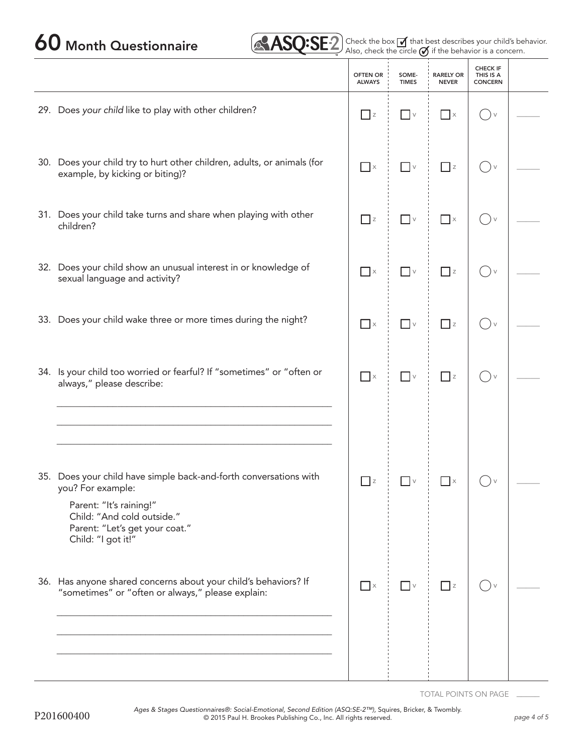# 60 Month Questionnaire

ASQ:SE-2

Check the box ☐ that best describes your child's behavior. Also, check the circle ◯ if the behavior is a concern.

| | OFTEN OR ALWAYS | SOME-TIMES | RARELY OR NEVER | CHECK IF THIS IS A CONCERN | |
|---|---|---|---|---|---|
| 29. Does *your child* like to play with other children? | ☐ z | ☐ v | ☐ x | ◯ v | _____ |
| 30. Does your child try to hurt other children, adults, or animals (for example, by kicking or biting)? | ☐ x | ☐ v | ☐ z | ◯ v | _____ |
| 31. Does your child take turns and share when playing with other children? | ☐ z | ☐ v | ☐ x | ◯ v | _____ |
| 32. Does your child show an unusual interest in or knowledge of sexual language and activity? | ☐ x | ☐ v | ☐ z | ◯ v | _____ |
| 33. Does your child wake three or more times during the night? | ☐ x | ☐ v | ☐ z | ◯ v | _____ |
| 34. Is your child too worried or fearful? If "sometimes" or "often or always," please describe: ____________________ ____________________ ____________________ | ☐ x | ☐ v | ☐ z | ◯ v | _____ |
| 35. Does your child have simple back-and-forth conversations with you? For example: Parent: "It's raining!" Child: "And cold outside." Parent: "Let's get your coat." Child: "I got it!" | ☐ z | ☐ v | ☐ x | ◯ v | _____ |
| 36. Has anyone shared concerns about your child's behaviors? If "sometimes" or "often or always," please explain: ____________________ ____________________ ____________________ | ☐ x | ☐ v | ☐ z | ◯ v | _____ |

TOTAL POINTS ON PAGE _____

P201600400

*Ages & Stages Questionnaires®: Social-Emotional, Second Edition (ASQ:SE-2™),* Squires, Bricker, & Twombly.
© 2015 Paul H. Brookes Publishing Co., Inc. All rights reserved.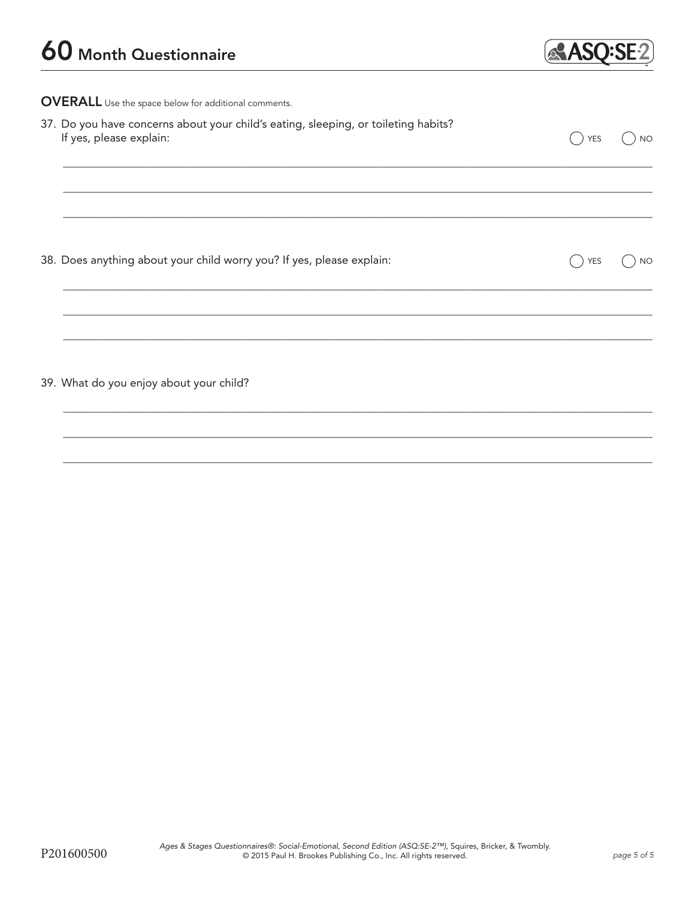# 60 Month Questionnaire

**OVERALL** Use the space below for additional comments.

37. Do you have concerns about your child's eating, sleeping, or toileting habits? If yes, please explain: ◯ YES ◯ NO

_______________________________________________________________

_______________________________________________________________

_______________________________________________________________

38. Does anything about your child worry you? If yes, please explain: ◯ YES ◯ NO

_______________________________________________________________

_______________________________________________________________

_______________________________________________________________

39. What do you enjoy about your child?

_______________________________________________________________

_______________________________________________________________

_______________________________________________________________

P201600500

*Ages & Stages Questionnaires®: Social-Emotional, Second Edition (ASQ:SE-2™),* Squires, Bricker, & Twombly. © 2015 Paul H. Brookes Publishing Co., Inc. All rights reserved.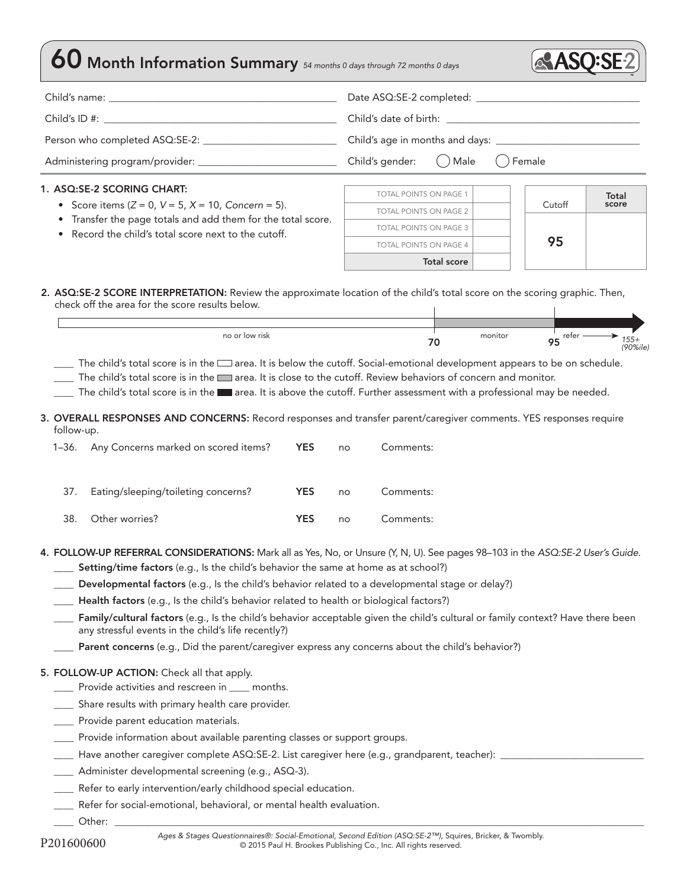# 60 Month Information Summary *54 months 0 days through 72 months 0 days*

ASQ:SE-2

Child's name: ______________________________________

Date ASQ:SE-2 completed: ______________________________

Child's ID #: ______________________________________

Child's date of birth: ______________________________

Person who completed ASQ:SE-2: ______________________

Child's age in months and days: ______________________

Administering program/provider: ______________________

Child's gender: ◯ Male ◯ Female

**1. ASQ:SE-2 SCORING CHART:**

- Score items (*Z* = 0, *V* = 5, *X* = 10, *Concern* = 5).
- Transfer the page totals and add them for the total score.
- Record the child's total score next to the cutoff.

| | |
|---|---|
| TOTAL POINTS ON PAGE 1 | |
| TOTAL POINTS ON PAGE 2 | |
| TOTAL POINTS ON PAGE 3 | |
| TOTAL POINTS ON PAGE 4 | |
| **Total score** | |

| Cutoff | Total score |
|---|---|
| 95 | |

**2. ASQ:SE-2 SCORE INTERPRETATION:** Review the approximate location of the child's total score on the scoring graphic. Then, check off the area for the score results below.

no or low risk
70
monitor
95
refer
155+ (90%ile)

____ The child's total score is in the ▭ area. It is below the cutoff. Social-emotional development appears to be on schedule.

____ The child's total score is in the ▭ area. It is close to the cutoff. Review behaviors of concern and monitor.

____ The child's total score is in the ■ area. It is above the cutoff. Further assessment with a professional may be needed.

**3. OVERALL RESPONSES AND CONCERNS:** Record responses and transfer parent/caregiver comments. YES responses require follow-up.

| | | | | |
|---|---|---|---|---|
| 1–36. | Any Concerns marked on scored items? | **YES** | no | Comments: |
| 37. | Eating/sleeping/toileting concerns? | **YES** | no | Comments: |
| 38. | Other worries? | **YES** | no | Comments: |

**4. FOLLOW-UP REFERRAL CONSIDERATIONS:** Mark all as Yes, No, or Unsure (Y, N, U). See pages 98–103 in the *ASQ:SE-2 User's Guide.*

____ **Setting/time factors** (e.g., Is the child's behavior the same at home as at school?)

____ **Developmental factors** (e.g., Is the child's behavior related to a developmental stage or delay?)

____ **Health factors** (e.g., Is the child's behavior related to health or biological factors?)

____ **Family/cultural factors** (e.g., Is the child's behavior acceptable given the child's cultural or family context? Have there been any stressful events in the child's life recently?)

____ **Parent concerns** (e.g., Did the parent/caregiver express any concerns about the child's behavior?)

**5. FOLLOW-UP ACTION:** Check all that apply.

____ Provide activities and rescreen in ____ months.

____ Share results with primary health care provider.

____ Provide parent education materials.

____ Provide information about available parenting classes or support groups.

____ Have another caregiver complete ASQ:SE-2. List caregiver here (e.g., grandparent, teacher): ______________________

____ Administer developmental screening (e.g., ASQ-3).

____ Refer to early intervention/early childhood special education.

____ Refer for social-emotional, behavioral, or mental health evaluation.

____ Other: ______________________________________________

P201600600

*Ages & Stages Questionnaires®: Social-Emotional, Second Edition (ASQ:SE-2™),* Squires, Bricker, & Twombly.
© 2015 Paul H. Brookes Publishing Co., Inc. All rights reserved.